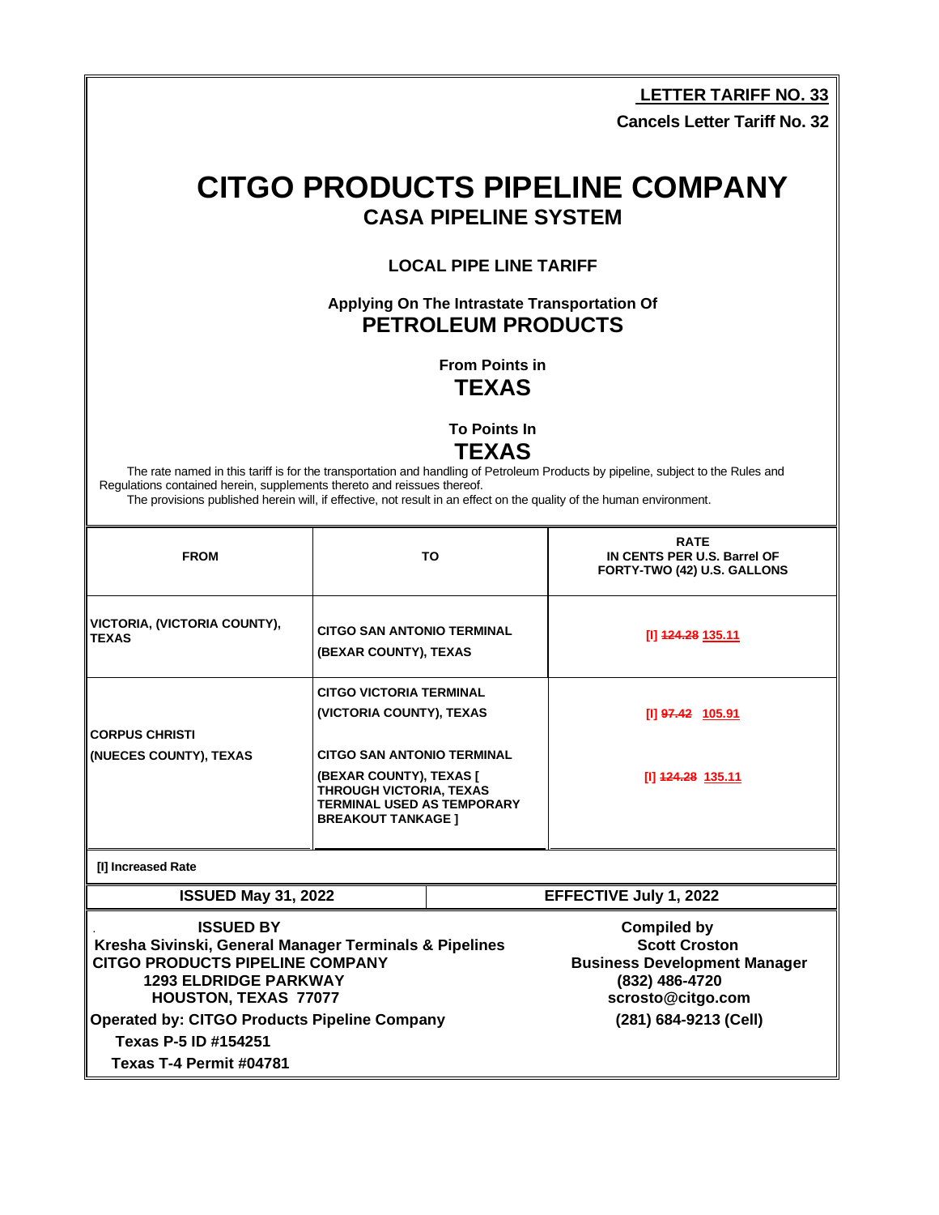**LETTER TARIFF NO. 33**

**Cancels Letter Tariff No. 32**

# CITGO PRODUCTS PIPELINE COMPANY

## CASA PIPELINE SYSTEM

### LOCAL PIPE LINE TARIFF

**Applying On The Intrastate Transportation Of**

**PETROLEUM PRODUCTS**

**From Points in**

**TEXAS**

**To Points In**

**TEXAS**

The rate named in this tariff is for the transportation and handling of Petroleum Products by pipeline, subject to the Rules and Regulations contained herein, supplements thereto and reissues thereof.

The provisions published herein will, if effective, not result in an effect on the quality of the human environment.

| FROM | TO | RATE IN CENTS PER U.S. Barrel OF FORTY-TWO (42) U.S. GALLONS |
|---|---|---|
| VICTORIA, (VICTORIA COUNTY), TEXAS | CITGO SAN ANTONIO TERMINAL (BEXAR COUNTY), TEXAS | [I] ~~124.28~~ 135.11 |
| CORPUS CHRISTI (NUECES COUNTY), TEXAS | CITGO VICTORIA TERMINAL (VICTORIA COUNTY), TEXAS | [I] ~~97.42~~ 105.91 |
| | CITGO SAN ANTONIO TERMINAL (BEXAR COUNTY), TEXAS [ THROUGH VICTORIA, TEXAS TERMINAL USED AS TEMPORARY BREAKOUT TANKAGE ] | [I] ~~124.28~~ 135.11 |

[I] Increased Rate

| ISSUED May 31, 2022 | EFFECTIVE July 1, 2022 |
|---|---|

**ISSUED BY**
Kresha Sivinski, General Manager Terminals & Pipelines
CITGO PRODUCTS PIPELINE COMPANY
1293 ELDRIDGE PARKWAY
HOUSTON, TEXAS 77077

**Compiled by**
Scott Croston
Business Development Manager
(832) 486-4720
scrosto@citgo.com
(281) 684-9213 (Cell)

Operated by: CITGO Products Pipeline Company
Texas P-5 ID #154251
Texas T-4 Permit #04781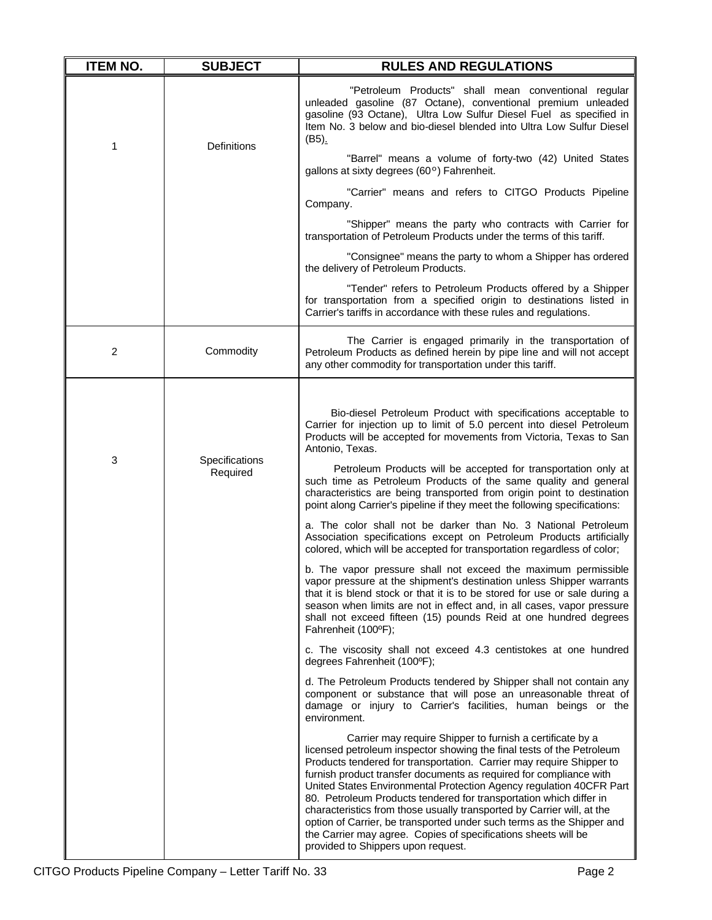| ITEM NO. | SUBJECT | RULES AND REGULATIONS |
|---|---|---|
| 1 | Definitions | "Petroleum Products" shall mean conventional regular unleaded gasoline (87 Octane), conventional premium unleaded gasoline (93 Octane), Ultra Low Sulfur Diesel Fuel as specified in Item No. 3 below and bio-diesel blended into Ultra Low Sulfur Diesel (B5).<br><br>"Barrel" means a volume of forty-two (42) United States gallons at sixty degrees (60°) Fahrenheit.<br><br>"Carrier" means and refers to CITGO Products Pipeline Company.<br><br>"Shipper" means the party who contracts with Carrier for transportation of Petroleum Products under the terms of this tariff.<br><br>"Consignee" means the party to whom a Shipper has ordered the delivery of Petroleum Products.<br><br>"Tender" refers to Petroleum Products offered by a Shipper for transportation from a specified origin to destinations listed in Carrier's tariffs in accordance with these rules and regulations. |
| 2 | Commodity | The Carrier is engaged primarily in the transportation of Petroleum Products as defined herein by pipe line and will not accept any other commodity for transportation under this tariff. |
| 3 | Specifications Required | Bio-diesel Petroleum Product with specifications acceptable to Carrier for injection up to limit of 5.0 percent into diesel Petroleum Products will be accepted for movements from Victoria, Texas to San Antonio, Texas.<br><br>Petroleum Products will be accepted for transportation only at such time as Petroleum Products of the same quality and general characteristics are being transported from origin point to destination point along Carrier's pipeline if they meet the following specifications:<br><br>a. The color shall not be darker than No. 3 National Petroleum Association specifications except on Petroleum Products artificially colored, which will be accepted for transportation regardless of color;<br><br>b. The vapor pressure shall not exceed the maximum permissible vapor pressure at the shipment's destination unless Shipper warrants that it is blend stock or that it is to be stored for use or sale during a season when limits are not in effect and, in all cases, vapor pressure shall not exceed fifteen (15) pounds Reid at one hundred degrees Fahrenheit (100ºF);<br><br>c. The viscosity shall not exceed 4.3 centistokes at one hundred degrees Fahrenheit (100ºF);<br><br>d. The Petroleum Products tendered by Shipper shall not contain any component or substance that will pose an unreasonable threat of damage or injury to Carrier's facilities, human beings or the environment.<br><br>Carrier may require Shipper to furnish a certificate by a licensed petroleum inspector showing the final tests of the Petroleum Products tendered for transportation. Carrier may require Shipper to furnish product transfer documents as required for compliance with United States Environmental Protection Agency regulation 40CFR Part 80. Petroleum Products tendered for transportation which differ in characteristics from those usually transported by Carrier will, at the option of Carrier, be transported under such terms as the Shipper and the Carrier may agree. Copies of specifications sheets will be provided to Shippers upon request. |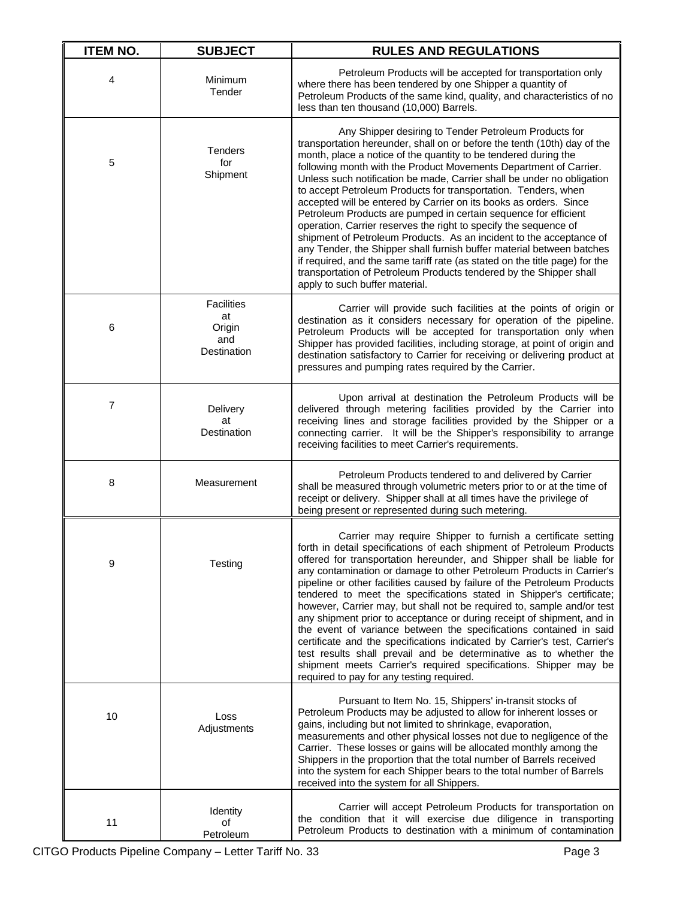| ITEM NO. | SUBJECT | RULES AND REGULATIONS |
|---|---|---|
| 4 | Minimum Tender | Petroleum Products will be accepted for transportation only where there has been tendered by one Shipper a quantity of Petroleum Products of the same kind, quality, and characteristics of no less than ten thousand (10,000) Barrels. |
| 5 | Tenders for Shipment | Any Shipper desiring to Tender Petroleum Products for transportation hereunder, shall on or before the tenth (10th) day of the month, place a notice of the quantity to be tendered during the following month with the Product Movements Department of Carrier. Unless such notification be made, Carrier shall be under no obligation to accept Petroleum Products for transportation. Tenders, when accepted will be entered by Carrier on its books as orders. Since Petroleum Products are pumped in certain sequence for efficient operation, Carrier reserves the right to specify the sequence of shipment of Petroleum Products. As an incident to the acceptance of any Tender, the Shipper shall furnish buffer material between batches if required, and the same tariff rate (as stated on the title page) for the transportation of Petroleum Products tendered by the Shipper shall apply to such buffer material. |
| 6 | Facilities at Origin and Destination | Carrier will provide such facilities at the points of origin or destination as it considers necessary for operation of the pipeline. Petroleum Products will be accepted for transportation only when Shipper has provided facilities, including storage, at point of origin and destination satisfactory to Carrier for receiving or delivering product at pressures and pumping rates required by the Carrier. |
| 7 | Delivery at Destination | Upon arrival at destination the Petroleum Products will be delivered through metering facilities provided by the Carrier into receiving lines and storage facilities provided by the Shipper or a connecting carrier. It will be the Shipper's responsibility to arrange receiving facilities to meet Carrier's requirements. |
| 8 | Measurement | Petroleum Products tendered to and delivered by Carrier shall be measured through volumetric meters prior to or at the time of receipt or delivery. Shipper shall at all times have the privilege of being present or represented during such metering. |
| 9 | Testing | Carrier may require Shipper to furnish a certificate setting forth in detail specifications of each shipment of Petroleum Products offered for transportation hereunder, and Shipper shall be liable for any contamination or damage to other Petroleum Products in Carrier's pipeline or other facilities caused by failure of the Petroleum Products tendered to meet the specifications stated in Shipper's certificate; however, Carrier may, but shall not be required to, sample and/or test any shipment prior to acceptance or during receipt of shipment, and in the event of variance between the specifications contained in said certificate and the specifications indicated by Carrier's test, Carrier's test results shall prevail and be determinative as to whether the shipment meets Carrier's required specifications. Shipper may be required to pay for any testing required. |
| 10 | Loss Adjustments | Pursuant to Item No. 15, Shippers' in-transit stocks of Petroleum Products may be adjusted to allow for inherent losses or gains, including but not limited to shrinkage, evaporation, measurements and other physical losses not due to negligence of the Carrier. These losses or gains will be allocated monthly among the Shippers in the proportion that the total number of Barrels received into the system for each Shipper bears to the total number of Barrels received into the system for all Shippers. |
| 11 | Identity of Petroleum | Carrier will accept Petroleum Products for transportation on the condition that it will exercise due diligence in transporting Petroleum Products to destination with a minimum of contamination |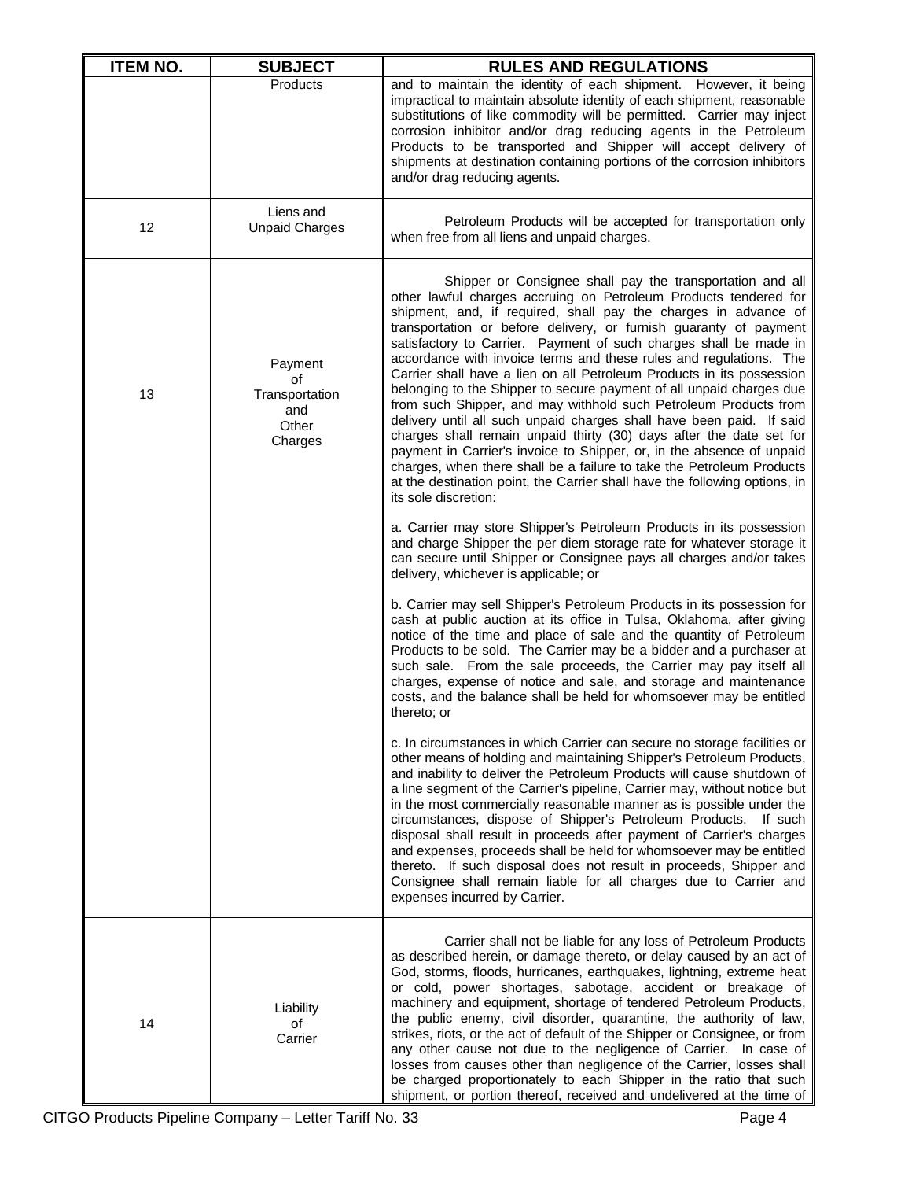| ITEM NO. | SUBJECT | RULES AND REGULATIONS |
|---|---|---|
| | Products | and to maintain the identity of each shipment. However, it being impractical to maintain absolute identity of each shipment, reasonable substitutions of like commodity will be permitted. Carrier may inject corrosion inhibitor and/or drag reducing agents in the Petroleum Products to be transported and Shipper will accept delivery of shipments at destination containing portions of the corrosion inhibitors and/or drag reducing agents. |
| 12 | Liens and Unpaid Charges | Petroleum Products will be accepted for transportation only when free from all liens and unpaid charges. |
| 13 | Payment of Transportation and Other Charges | Shipper or Consignee shall pay the transportation and all other lawful charges accruing on Petroleum Products tendered for shipment, and, if required, shall pay the charges in advance of transportation or before delivery, or furnish guaranty of payment satisfactory to Carrier. Payment of such charges shall be made in accordance with invoice terms and these rules and regulations. The Carrier shall have a lien on all Petroleum Products in its possession belonging to the Shipper to secure payment of all unpaid charges due from such Shipper, and may withhold such Petroleum Products from delivery until all such unpaid charges shall have been paid. If said charges shall remain unpaid thirty (30) days after the date set for payment in Carrier's invoice to Shipper, or, in the absence of unpaid charges, when there shall be a failure to take the Petroleum Products at the destination point, the Carrier shall have the following options, in its sole discretion:<br><br>a. Carrier may store Shipper's Petroleum Products in its possession and charge Shipper the per diem storage rate for whatever storage it can secure until Shipper or Consignee pays all charges and/or takes delivery, whichever is applicable; or<br><br>b. Carrier may sell Shipper's Petroleum Products in its possession for cash at public auction at its office in Tulsa, Oklahoma, after giving notice of the time and place of sale and the quantity of Petroleum Products to be sold. The Carrier may be a bidder and a purchaser at such sale. From the sale proceeds, the Carrier may pay itself all charges, expense of notice and sale, and storage and maintenance costs, and the balance shall be held for whomsoever may be entitled thereto; or<br><br>c. In circumstances in which Carrier can secure no storage facilities or other means of holding and maintaining Shipper's Petroleum Products, and inability to deliver the Petroleum Products will cause shutdown of a line segment of the Carrier's pipeline, Carrier may, without notice but in the most commercially reasonable manner as is possible under the circumstances, dispose of Shipper's Petroleum Products. If such disposal shall result in proceeds after payment of Carrier's charges and expenses, proceeds shall be held for whomsoever may be entitled thereto. If such disposal does not result in proceeds, Shipper and Consignee shall remain liable for all charges due to Carrier and expenses incurred by Carrier. |
| 14 | Liability of Carrier | Carrier shall not be liable for any loss of Petroleum Products as described herein, or damage thereto, or delay caused by an act of God, storms, floods, hurricanes, earthquakes, lightning, extreme heat or cold, power shortages, sabotage, accident or breakage of machinery and equipment, shortage of tendered Petroleum Products, the public enemy, civil disorder, quarantine, the authority of law, strikes, riots, or the act of default of the Shipper or Consignee, or from any other cause not due to the negligence of Carrier. In case of losses from causes other than negligence of the Carrier, losses shall be charged proportionately to each Shipper in the ratio that such shipment, or portion thereof, received and undelivered at the time of |

CITGO Products Pipeline Company – Letter Tariff No. 33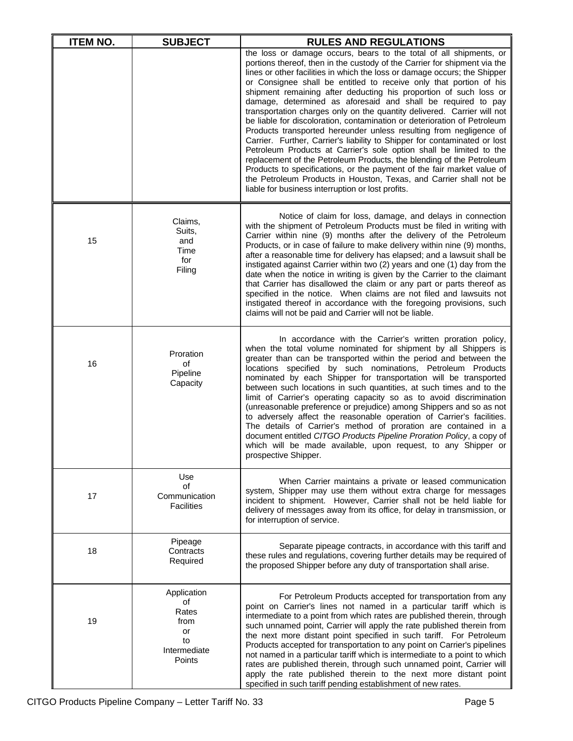| ITEM NO. | SUBJECT | RULES AND REGULATIONS |
|---|---|---|
| | | the loss or damage occurs, bears to the total of all shipments, or portions thereof, then in the custody of the Carrier for shipment via the lines or other facilities in which the loss or damage occurs; the Shipper or Consignee shall be entitled to receive only that portion of his shipment remaining after deducting his proportion of such loss or damage, determined as aforesaid and shall be required to pay transportation charges only on the quantity delivered. Carrier will not be liable for discoloration, contamination or deterioration of Petroleum Products transported hereunder unless resulting from negligence of Carrier. Further, Carrier's liability to Shipper for contaminated or lost Petroleum Products at Carrier's sole option shall be limited to the replacement of the Petroleum Products, the blending of the Petroleum Products to specifications, or the payment of the fair market value of the Petroleum Products in Houston, Texas, and Carrier shall not be liable for business interruption or lost profits. |
| 15 | Claims, Suits, and Time for Filing | Notice of claim for loss, damage, and delays in connection with the shipment of Petroleum Products must be filed in writing with Carrier within nine (9) months after the delivery of the Petroleum Products, or in case of failure to make delivery within nine (9) months, after a reasonable time for delivery has elapsed; and a lawsuit shall be instigated against Carrier within two (2) years and one (1) day from the date when the notice in writing is given by the Carrier to the claimant that Carrier has disallowed the claim or any part or parts thereof as specified in the notice. When claims are not filed and lawsuits not instigated thereof in accordance with the foregoing provisions, such claims will not be paid and Carrier will not be liable. |
| 16 | Proration of Pipeline Capacity | In accordance with the Carrier's written proration policy, when the total volume nominated for shipment by all Shippers is greater than can be transported within the period and between the locations specified by such nominations, Petroleum Products nominated by each Shipper for transportation will be transported between such locations in such quantities, at such times and to the limit of Carrier's operating capacity so as to avoid discrimination (unreasonable preference or prejudice) among Shippers and so as not to adversely affect the reasonable operation of Carrier's facilities. The details of Carrier's method of proration are contained in a document entitled *CITGO Products Pipeline Proration Policy*, a copy of which will be made available, upon request, to any Shipper or prospective Shipper. |
| 17 | Use of Communication Facilities | When Carrier maintains a private or leased communication system, Shipper may use them without extra charge for messages incident to shipment. However, Carrier shall not be held liable for delivery of messages away from its office, for delay in transmission, or for interruption of service. |
| 18 | Pipeage Contracts Required | Separate pipeage contracts, in accordance with this tariff and these rules and regulations, covering further details may be required of the proposed Shipper before any duty of transportation shall arise. |
| 19 | Application of Rates from or to Intermediate Points | For Petroleum Products accepted for transportation from any point on Carrier's lines not named in a particular tariff which is intermediate to a point from which rates are published therein, through such unnamed point, Carrier will apply the rate published therein from the next more distant point specified in such tariff. For Petroleum Products accepted for transportation to any point on Carrier's pipelines not named in a particular tariff which is intermediate to a point to which rates are published therein, through such unnamed point, Carrier will apply the rate published therein to the next more distant point specified in such tariff pending establishment of new rates. |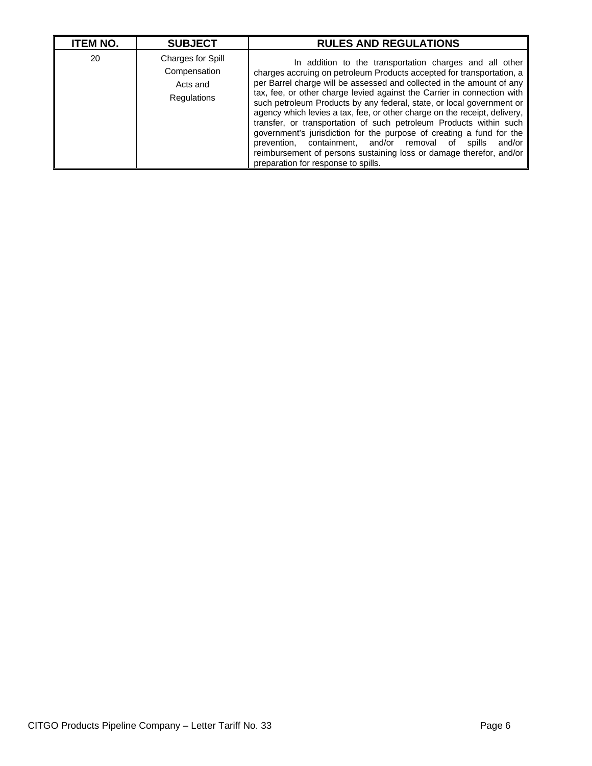| ITEM NO. | SUBJECT | RULES AND REGULATIONS |
|---|---|---|
| 20 | Charges for Spill Compensation Acts and Regulations | In addition to the transportation charges and all other charges accruing on petroleum Products accepted for transportation, a per Barrel charge will be assessed and collected in the amount of any tax, fee, or other charge levied against the Carrier in connection with such petroleum Products by any federal, state, or local government or agency which levies a tax, fee, or other charge on the receipt, delivery, transfer, or transportation of such petroleum Products within such government's jurisdiction for the purpose of creating a fund for the prevention, containment, and/or removal of spills and/or reimbursement of persons sustaining loss or damage therefor, and/or preparation for response to spills. |

CITGO Products Pipeline Company – Letter Tariff No. 33